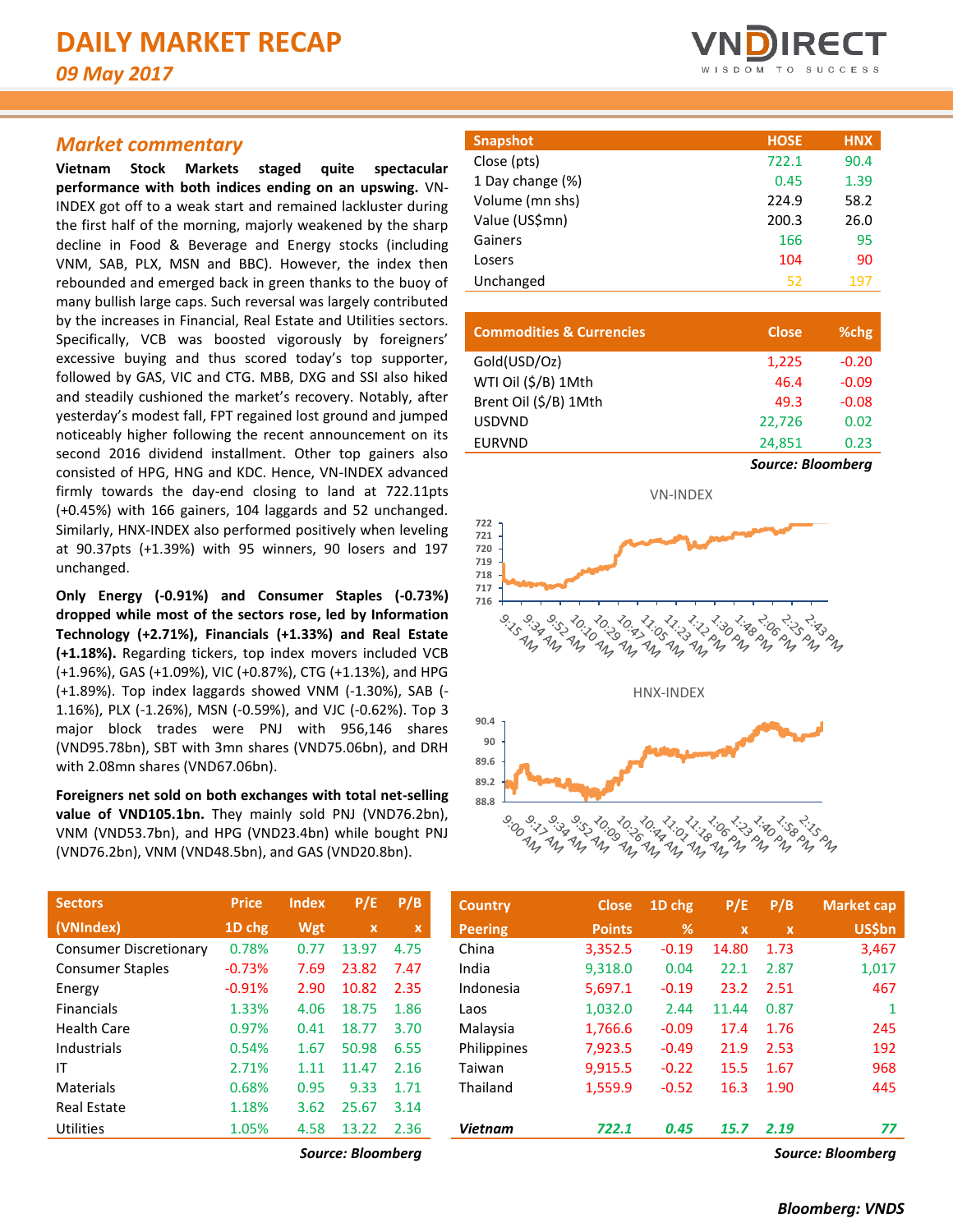# DAILY MARKET RECAP

*09 May 2017*

## Market commentary

**Vietnam Stock Markets staged quite spectacular performance with both indices ending on an upswing.** VN-INDEX got off to a weak start and remained lackluster during the first half of the morning, majorly weakened by the sharp decline in Food & Beverage and Energy stocks (including VNM, SAB, PLX, MSN and BBC). However, the index then rebounded and emerged back in green thanks to the buoy of many bullish large caps. Such reversal was largely contributed by the increases in Financial, Real Estate and Utilities sectors. Specifically, VCB was boosted vigorously by foreigners' excessive buying and thus scored today's top supporter, followed by GAS, VIC and CTG. MBB, DXG and SSI also hiked and steadily cushioned the market's recovery. Notably, after yesterday's modest fall, FPT regained lost ground and jumped noticeably higher following the recent announcement on its second 2016 dividend installment. Other top gainers also consisted of HPG, HNG and KDC. Hence, VN-INDEX advanced firmly towards the day-end closing to land at 722.11pts (+0.45%) with 166 gainers, 104 laggards and 52 unchanged. Similarly, HNX-INDEX also performed positively when leveling at 90.37pts (+1.39%) with 95 winners, 90 losers and 197 unchanged.

**Only Energy (-0.91%) and Consumer Staples (-0.73%) dropped while most of the sectors rose, led by Information Technology (+2.71%), Financials (+1.33%) and Real Estate (+1.18%).** Regarding tickers, top index movers included VCB (+1.96%), GAS (+1.09%), VIC (+0.87%), CTG (+1.13%), and HPG (+1.89%). Top index laggards showed VNM (-1.30%), SAB (-1.16%), PLX (-1.26%), MSN (-0.59%), and VJC (-0.62%). Top 3 major block trades were PNJ with 956,146 shares (VND95.78bn), SBT with 3mn shares (VND75.06bn), and DRH with 2.08mn shares (VND67.06bn).

**Foreigners net sold on both exchanges with total net-selling value of VND105.1bn.** They mainly sold PNJ (VND76.2bn), VNM (VND53.7bn), and HPG (VND23.4bn) while bought PNJ (VND76.2bn), VNM (VND48.5bn), and GAS (VND20.8bn).

| Snapshot | HOSE | HNX |
|---|---|---|
| Close (pts) | 722.1 | 90.4 |
| 1 Day change (%) | 0.45 | 1.39 |
| Volume (mn shs) | 224.9 | 58.2 |
| Value (US$mn) | 200.3 | 26.0 |
| Gainers | 166 | 95 |
| Losers | 104 | 90 |
| Unchanged | 52 | 197 |

| Commodities & Currencies | Close | %chg |
|---|---|---|
| Gold(USD/Oz) | 1,225 | -0.20 |
| WTI Oil ($/B) 1Mth | 46.4 | -0.09 |
| Brent Oil ($/B) 1Mth | 49.3 | -0.08 |
| USDVND | 22,726 | 0.02 |
| EURVND | 24,851 | 0.23 |

*Source: Bloomberg*

VN-INDEX

HNX-INDEX

| Sectors (VNIndex) | Price 1D chg | Index Wgt | P/E x | P/B x |
|---|---|---|---|---|
| Consumer Discretionary | 0.78% | 0.77 | 13.97 | 4.75 |
| Consumer Staples | -0.73% | 7.69 | 23.82 | 7.47 |
| Energy | -0.91% | 2.90 | 10.82 | 2.35 |
| Financials | 1.33% | 4.06 | 18.75 | 1.86 |
| Health Care | 0.97% | 0.41 | 18.77 | 3.70 |
| Industrials | 0.54% | 1.67 | 50.98 | 6.55 |
| IT | 2.71% | 1.11 | 11.47 | 2.16 |
| Materials | 0.68% | 0.95 | 9.33 | 1.71 |
| Real Estate | 1.18% | 3.62 | 25.67 | 3.14 |
| Utilities | 1.05% | 4.58 | 13.22 | 2.36 |

*Source: Bloomberg*

| Country Peering | Close Points | 1D chg % | P/E x | P/B x | Market cap US$bn |
|---|---|---|---|---|---|
| China | 3,352.5 | -0.19 | 14.80 | 1.73 | 3,467 |
| India | 9,318.0 | 0.04 | 22.1 | 2.87 | 1,017 |
| Indonesia | 5,697.1 | -0.19 | 23.2 | 2.51 | 467 |
| Laos | 1,032.0 | 2.44 | 11.44 | 0.87 | 1 |
| Malaysia | 1,766.6 | -0.09 | 17.4 | 1.76 | 245 |
| Philippines | 7,923.5 | -0.49 | 21.9 | 2.53 | 192 |
| Taiwan | 9,915.5 | -0.22 | 15.5 | 1.67 | 968 |
| Thailand | 1,559.9 | -0.52 | 16.3 | 1.90 | 445 |
| ***Vietnam*** | ***722.1*** | ***0.45*** | ***15.7*** | ***2.19*** | ***77*** |

*Source: Bloomberg*

***Bloomberg: VNDS***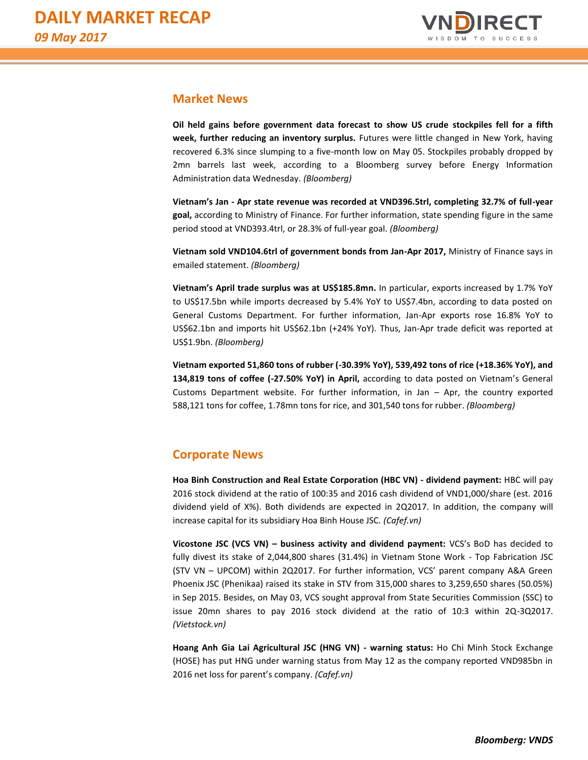## Market News

**Oil held gains before government data forecast to show US crude stockpiles fell for a fifth week, further reducing an inventory surplus.** Futures were little changed in New York, having recovered 6.3% since slumping to a five-month low on May 05. Stockpiles probably dropped by 2mn barrels last week, according to a Bloomberg survey before Energy Information Administration data Wednesday. *(Bloomberg)*

**Vietnam's Jan - Apr state revenue was recorded at VND396.5trl, completing 32.7% of full-year goal,** according to Ministry of Finance. For further information, state spending figure in the same period stood at VND393.4trl, or 28.3% of full-year goal. *(Bloomberg)*

**Vietnam sold VND104.6trl of government bonds from Jan-Apr 2017,** Ministry of Finance says in emailed statement. *(Bloomberg)*

**Vietnam's April trade surplus was at US$185.8mn.** In particular, exports increased by 1.7% YoY to US$17.5bn while imports decreased by 5.4% YoY to US$7.4bn, according to data posted on General Customs Department. For further information, Jan-Apr exports rose 16.8% YoY to US$62.1bn and imports hit US$62.1bn (+24% YoY). Thus, Jan-Apr trade deficit was reported at US$1.9bn. *(Bloomberg)*

**Vietnam exported 51,860 tons of rubber (-30.39% YoY), 539,492 tons of rice (+18.36% YoY), and 134,819 tons of coffee (-27.50% YoY) in April,** according to data posted on Vietnam's General Customs Department website. For further information, in Jan – Apr, the country exported 588,121 tons for coffee, 1.78mn tons for rice, and 301,540 tons for rubber. *(Bloomberg)*

## Corporate News

**Hoa Binh Construction and Real Estate Corporation (HBC VN) - dividend payment:** HBC will pay 2016 stock dividend at the ratio of 100:35 and 2016 cash dividend of VND1,000/share (est. 2016 dividend yield of X%). Both dividends are expected in 2Q2017. In addition, the company will increase capital for its subsidiary Hoa Binh House JSC. *(Cafef.vn)*

**Vicostone JSC (VCS VN) – business activity and dividend payment:** VCS's BoD has decided to fully divest its stake of 2,044,800 shares (31.4%) in Vietnam Stone Work - Top Fabrication JSC (STV VN – UPCOM) within 2Q2017. For further information, VCS' parent company A&A Green Phoenix JSC (Phenikaa) raised its stake in STV from 315,000 shares to 3,259,650 shares (50.05%) in Sep 2015. Besides, on May 03, VCS sought approval from State Securities Commission (SSC) to issue 20mn shares to pay 2016 stock dividend at the ratio of 10:3 within 2Q-3Q2017. *(Vietstock.vn)*

**Hoang Anh Gia Lai Agricultural JSC (HNG VN) - warning status:** Ho Chi Minh Stock Exchange (HOSE) has put HNG under warning status from May 12 as the company reported VND985bn in 2016 net loss for parent's company. *(Cafef.vn)*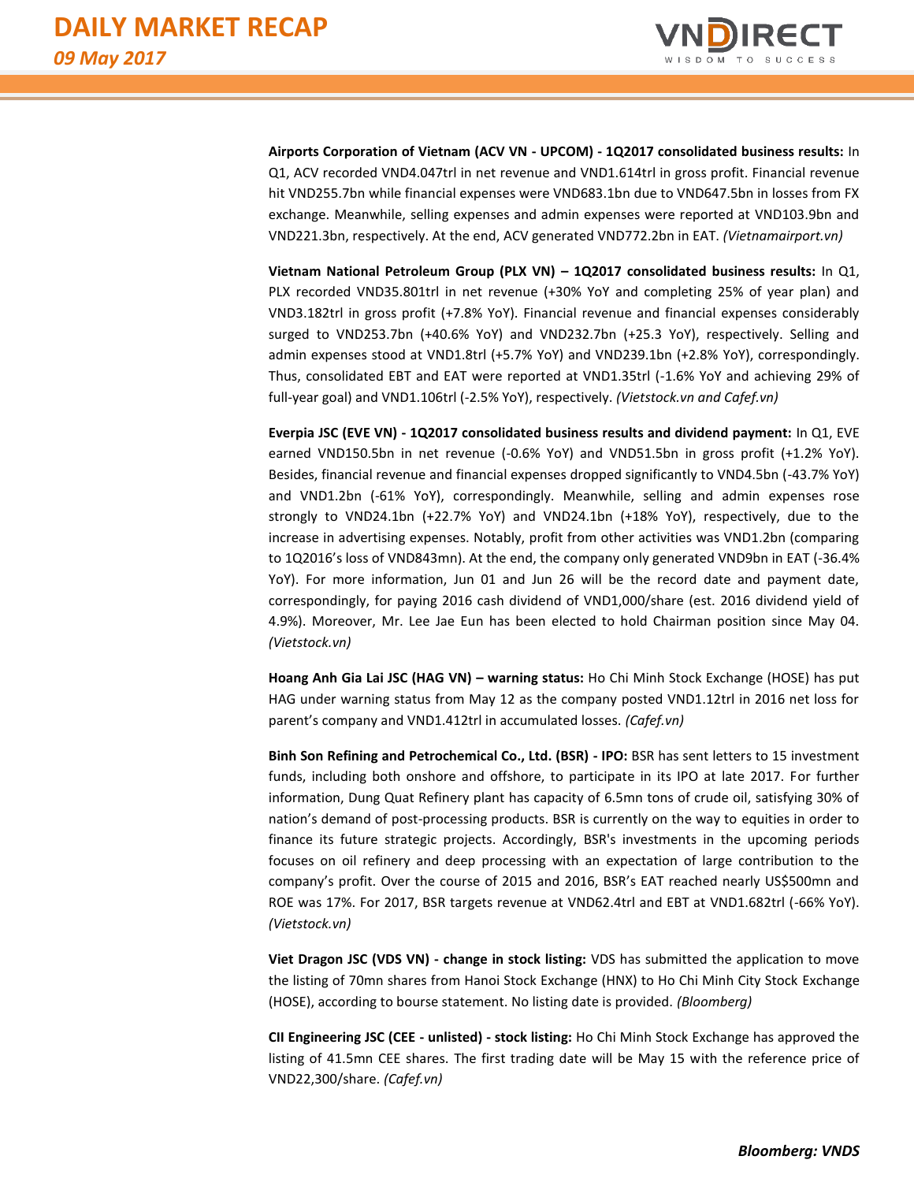**Airports Corporation of Vietnam (ACV VN - UPCOM) - 1Q2017 consolidated business results:** In Q1, ACV recorded VND4.047trl in net revenue and VND1.614trl in gross profit. Financial revenue hit VND255.7bn while financial expenses were VND683.1bn due to VND647.5bn in losses from FX exchange. Meanwhile, selling expenses and admin expenses were reported at VND103.9bn and VND221.3bn, respectively. At the end, ACV generated VND772.2bn in EAT. *(Vietnamairport.vn)*

**Vietnam National Petroleum Group (PLX VN) – 1Q2017 consolidated business results:** In Q1, PLX recorded VND35.801trl in net revenue (+30% YoY and completing 25% of year plan) and VND3.182trl in gross profit (+7.8% YoY). Financial revenue and financial expenses considerably surged to VND253.7bn (+40.6% YoY) and VND232.7bn (+25.3 YoY), respectively. Selling and admin expenses stood at VND1.8trl (+5.7% YoY) and VND239.1bn (+2.8% YoY), correspondingly. Thus, consolidated EBT and EAT were reported at VND1.35trl (-1.6% YoY and achieving 29% of full-year goal) and VND1.106trl (-2.5% YoY), respectively. *(Vietstock.vn and Cafef.vn)*

**Everpia JSC (EVE VN) - 1Q2017 consolidated business results and dividend payment:** In Q1, EVE earned VND150.5bn in net revenue (-0.6% YoY) and VND51.5bn in gross profit (+1.2% YoY). Besides, financial revenue and financial expenses dropped significantly to VND4.5bn (-43.7% YoY) and VND1.2bn (-61% YoY), correspondingly. Meanwhile, selling and admin expenses rose strongly to VND24.1bn (+22.7% YoY) and VND24.1bn (+18% YoY), respectively, due to the increase in advertising expenses. Notably, profit from other activities was VND1.2bn (comparing to 1Q2016's loss of VND843mn). At the end, the company only generated VND9bn in EAT (-36.4% YoY). For more information, Jun 01 and Jun 26 will be the record date and payment date, correspondingly, for paying 2016 cash dividend of VND1,000/share (est. 2016 dividend yield of 4.9%). Moreover, Mr. Lee Jae Eun has been elected to hold Chairman position since May 04. *(Vietstock.vn)*

**Hoang Anh Gia Lai JSC (HAG VN) – warning status:** Ho Chi Minh Stock Exchange (HOSE) has put HAG under warning status from May 12 as the company posted VND1.12trl in 2016 net loss for parent's company and VND1.412trl in accumulated losses. *(Cafef.vn)*

**Binh Son Refining and Petrochemical Co., Ltd. (BSR) - IPO:** BSR has sent letters to 15 investment funds, including both onshore and offshore, to participate in its IPO at late 2017. For further information, Dung Quat Refinery plant has capacity of 6.5mn tons of crude oil, satisfying 30% of nation's demand of post-processing products. BSR is currently on the way to equities in order to finance its future strategic projects. Accordingly, BSR's investments in the upcoming periods focuses on oil refinery and deep processing with an expectation of large contribution to the company's profit. Over the course of 2015 and 2016, BSR's EAT reached nearly US$500mn and ROE was 17%. For 2017, BSR targets revenue at VND62.4trl and EBT at VND1.682trl (-66% YoY). *(Vietstock.vn)*

**Viet Dragon JSC (VDS VN) - change in stock listing:** VDS has submitted the application to move the listing of 70mn shares from Hanoi Stock Exchange (HNX) to Ho Chi Minh City Stock Exchange (HOSE), according to bourse statement. No listing date is provided. *(Bloomberg)*

**CII Engineering JSC (CEE - unlisted) - stock listing:** Ho Chi Minh Stock Exchange has approved the listing of 41.5mn CEE shares. The first trading date will be May 15 with the reference price of VND22,300/share. *(Cafef.vn)*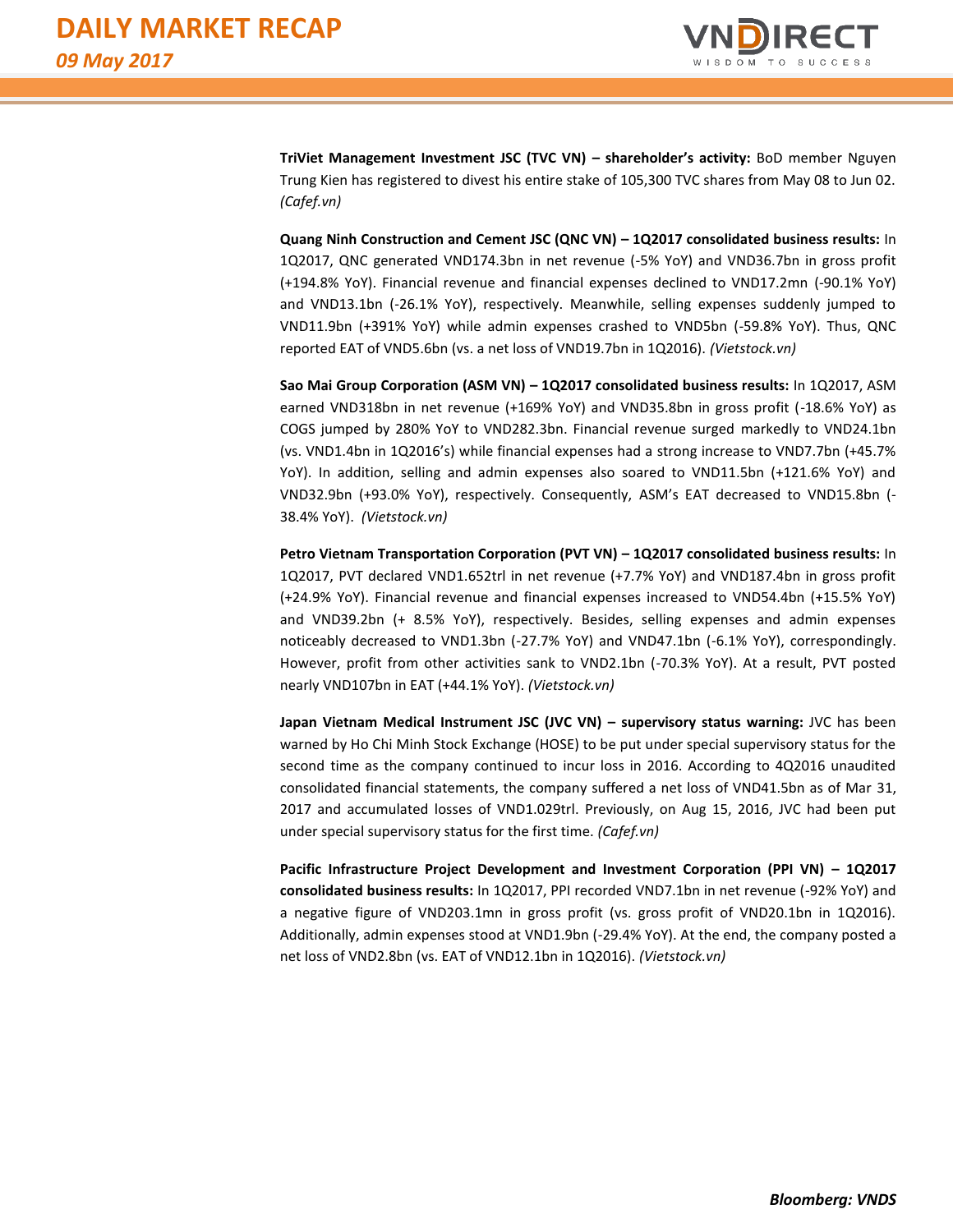**TriViet Management Investment JSC (TVC VN) – shareholder's activity:** BoD member Nguyen Trung Kien has registered to divest his entire stake of 105,300 TVC shares from May 08 to Jun 02. *(Cafef.vn)*

**Quang Ninh Construction and Cement JSC (QNC VN) – 1Q2017 consolidated business results:** In 1Q2017, QNC generated VND174.3bn in net revenue (-5% YoY) and VND36.7bn in gross profit (+194.8% YoY). Financial revenue and financial expenses declined to VND17.2mn (-90.1% YoY) and VND13.1bn (-26.1% YoY), respectively. Meanwhile, selling expenses suddenly jumped to VND11.9bn (+391% YoY) while admin expenses crashed to VND5bn (-59.8% YoY). Thus, QNC reported EAT of VND5.6bn (vs. a net loss of VND19.7bn in 1Q2016). *(Vietstock.vn)*

**Sao Mai Group Corporation (ASM VN) – 1Q2017 consolidated business results:** In 1Q2017, ASM earned VND318bn in net revenue (+169% YoY) and VND35.8bn in gross profit (-18.6% YoY) as COGS jumped by 280% YoY to VND282.3bn. Financial revenue surged markedly to VND24.1bn (vs. VND1.4bn in 1Q2016's) while financial expenses had a strong increase to VND7.7bn (+45.7% YoY). In addition, selling and admin expenses also soared to VND11.5bn (+121.6% YoY) and VND32.9bn (+93.0% YoY), respectively. Consequently, ASM's EAT decreased to VND15.8bn (-38.4% YoY). *(Vietstock.vn)*

**Petro Vietnam Transportation Corporation (PVT VN) – 1Q2017 consolidated business results:** In 1Q2017, PVT declared VND1.652trl in net revenue (+7.7% YoY) and VND187.4bn in gross profit (+24.9% YoY). Financial revenue and financial expenses increased to VND54.4bn (+15.5% YoY) and VND39.2bn (+ 8.5% YoY), respectively. Besides, selling expenses and admin expenses noticeably decreased to VND1.3bn (-27.7% YoY) and VND47.1bn (-6.1% YoY), correspondingly. However, profit from other activities sank to VND2.1bn (-70.3% YoY). At a result, PVT posted nearly VND107bn in EAT (+44.1% YoY). *(Vietstock.vn)*

**Japan Vietnam Medical Instrument JSC (JVC VN) – supervisory status warning:** JVC has been warned by Ho Chi Minh Stock Exchange (HOSE) to be put under special supervisory status for the second time as the company continued to incur loss in 2016. According to 4Q2016 unaudited consolidated financial statements, the company suffered a net loss of VND41.5bn as of Mar 31, 2017 and accumulated losses of VND1.029trl. Previously, on Aug 15, 2016, JVC had been put under special supervisory status for the first time. *(Cafef.vn)*

**Pacific Infrastructure Project Development and Investment Corporation (PPI VN) – 1Q2017 consolidated business results:** In 1Q2017, PPI recorded VND7.1bn in net revenue (-92% YoY) and a negative figure of VND203.1mn in gross profit (vs. gross profit of VND20.1bn in 1Q2016). Additionally, admin expenses stood at VND1.9bn (-29.4% YoY). At the end, the company posted a net loss of VND2.8bn (vs. EAT of VND12.1bn in 1Q2016). *(Vietstock.vn)*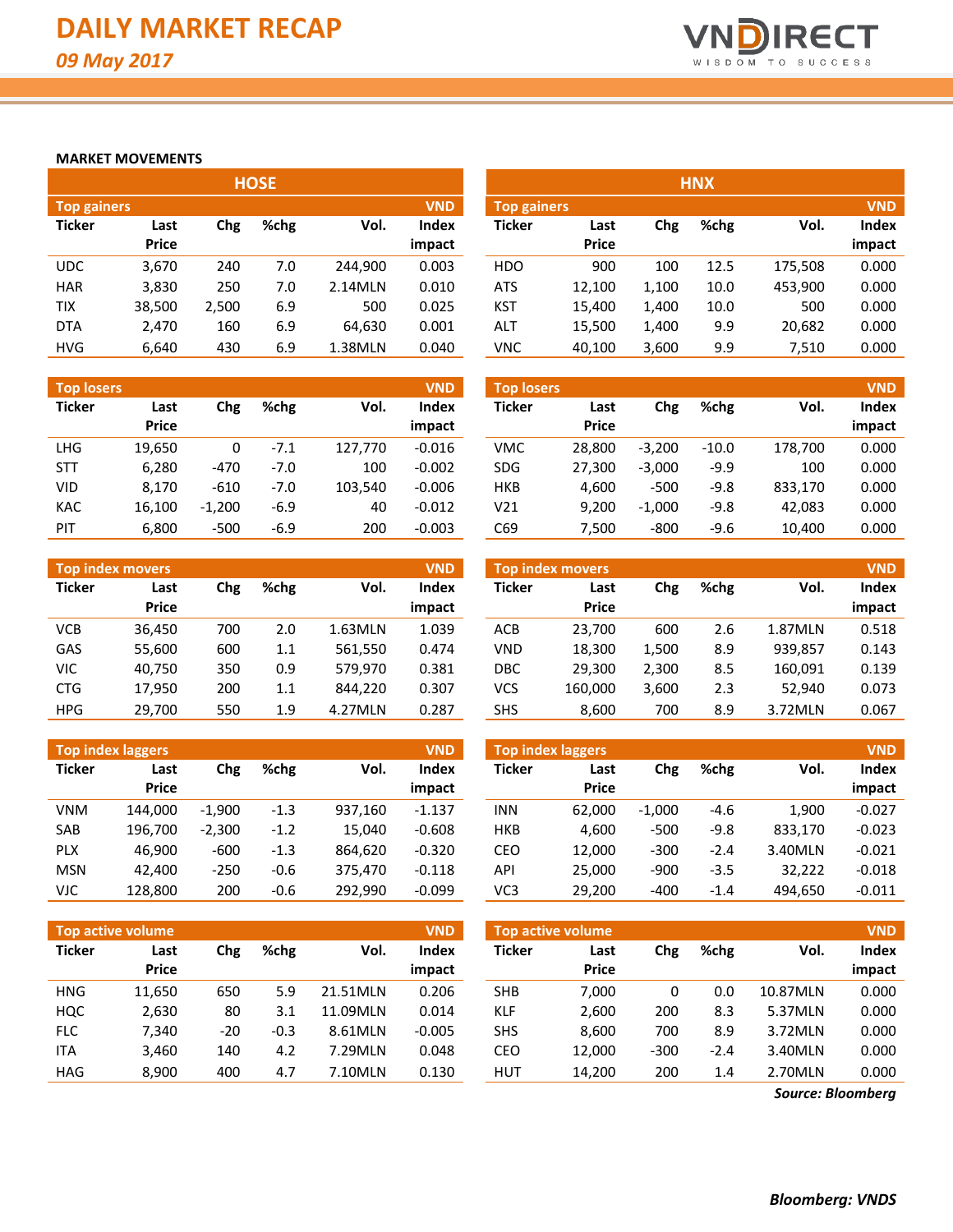# DAILY MARKET RECAP

*09 May 2017*

## MARKET MOVEMENTS

### HOSE

**Top gainers** (VND)

| Ticker | Last Price | Chg | %chg | Vol. | Index impact |
|---|---|---|---|---|---|
| UDC | 3,670 | 240 | 7.0 | 244,900 | 0.003 |
| HAR | 3,830 | 250 | 7.0 | 2.14MLN | 0.010 |
| TIX | 38,500 | 2,500 | 6.9 | 500 | 0.025 |
| DTA | 2,470 | 160 | 6.9 | 64,630 | 0.001 |
| HVG | 6,640 | 430 | 6.9 | 1.38MLN | 0.040 |

**Top losers** (VND)

| Ticker | Last Price | Chg | %chg | Vol. | Index impact |
|---|---|---|---|---|---|
| LHG | 19,650 | 0 | -7.1 | 127,770 | -0.016 |
| STT | 6,280 | -470 | -7.0 | 100 | -0.002 |
| VID | 8,170 | -610 | -7.0 | 103,540 | -0.006 |
| KAC | 16,100 | -1,200 | -6.9 | 40 | -0.012 |
| PIT | 6,800 | -500 | -6.9 | 200 | -0.003 |

**Top index movers** (VND)

| Ticker | Last Price | Chg | %chg | Vol. | Index impact |
|---|---|---|---|---|---|
| VCB | 36,450 | 700 | 2.0 | 1.63MLN | 1.039 |
| GAS | 55,600 | 600 | 1.1 | 561,550 | 0.474 |
| VIC | 40,750 | 350 | 0.9 | 579,970 | 0.381 |
| CTG | 17,950 | 200 | 1.1 | 844,220 | 0.307 |
| HPG | 29,700 | 550 | 1.9 | 4.27MLN | 0.287 |

**Top index laggers** (VND)

| Ticker | Last Price | Chg | %chg | Vol. | Index impact |
|---|---|---|---|---|---|
| VNM | 144,000 | -1,900 | -1.3 | 937,160 | -1.137 |
| SAB | 196,700 | -2,300 | -1.2 | 15,040 | -0.608 |
| PLX | 46,900 | -600 | -1.3 | 864,620 | -0.320 |
| MSN | 42,400 | -250 | -0.6 | 375,470 | -0.118 |
| VJC | 128,800 | 200 | -0.6 | 292,990 | -0.099 |

**Top active volume** (VND)

| Ticker | Last Price | Chg | %chg | Vol. | Index impact |
|---|---|---|---|---|---|
| HNG | 11,650 | 650 | 5.9 | 21.51MLN | 0.206 |
| HQC | 2,630 | 80 | 3.1 | 11.09MLN | 0.014 |
| FLC | 7,340 | -20 | -0.3 | 8.61MLN | -0.005 |
| ITA | 3,460 | 140 | 4.2 | 7.29MLN | 0.048 |
| HAG | 8,900 | 400 | 4.7 | 7.10MLN | 0.130 |

### HNX

**Top gainers** (VND)

| Ticker | Last Price | Chg | %chg | Vol. | Index impact |
|---|---|---|---|---|---|
| HDO | 900 | 100 | 12.5 | 175,508 | 0.000 |
| ATS | 12,100 | 1,100 | 10.0 | 453,900 | 0.000 |
| KST | 15,400 | 1,400 | 10.0 | 500 | 0.000 |
| ALT | 15,500 | 1,400 | 9.9 | 20,682 | 0.000 |
| VNC | 40,100 | 3,600 | 9.9 | 7,510 | 0.000 |

**Top losers** (VND)

| Ticker | Last Price | Chg | %chg | Vol. | Index impact |
|---|---|---|---|---|---|
| VMC | 28,800 | -3,200 | -10.0 | 178,700 | 0.000 |
| SDG | 27,300 | -3,000 | -9.9 | 100 | 0.000 |
| HKB | 4,600 | -500 | -9.8 | 833,170 | 0.000 |
| V21 | 9,200 | -1,000 | -9.8 | 42,083 | 0.000 |
| C69 | 7,500 | -800 | -9.6 | 10,400 | 0.000 |

**Top index movers** (VND)

| Ticker | Last Price | Chg | %chg | Vol. | Index impact |
|---|---|---|---|---|---|
| ACB | 23,700 | 600 | 2.6 | 1.87MLN | 0.518 |
| VND | 18,300 | 1,500 | 8.9 | 939,857 | 0.143 |
| DBC | 29,300 | 2,300 | 8.5 | 160,091 | 0.139 |
| VCS | 160,000 | 3,600 | 2.3 | 52,940 | 0.073 |
| SHS | 8,600 | 700 | 8.9 | 3.72MLN | 0.067 |

**Top index laggers** (VND)

| Ticker | Last Price | Chg | %chg | Vol. | Index impact |
|---|---|---|---|---|---|
| INN | 62,000 | -1,000 | -4.6 | 1,900 | -0.027 |
| HKB | 4,600 | -500 | -9.8 | 833,170 | -0.023 |
| CEO | 12,000 | -300 | -2.4 | 3.40MLN | -0.021 |
| API | 25,000 | -900 | -3.5 | 32,222 | -0.018 |
| VC3 | 29,200 | -400 | -1.4 | 494,650 | -0.011 |

**Top active volume** (VND)

| Ticker | Last Price | Chg | %chg | Vol. | Index impact |
|---|---|---|---|---|---|
| SHB | 7,000 | 0 | 0.0 | 10.87MLN | 0.000 |
| KLF | 2,600 | 200 | 8.3 | 5.37MLN | 0.000 |
| SHS | 8,600 | 700 | 8.9 | 3.72MLN | 0.000 |
| CEO | 12,000 | -300 | -2.4 | 3.40MLN | 0.000 |
| HUT | 14,200 | 200 | 1.4 | 2.70MLN | 0.000 |

*Source: Bloomberg*

*Bloomberg: VNDS*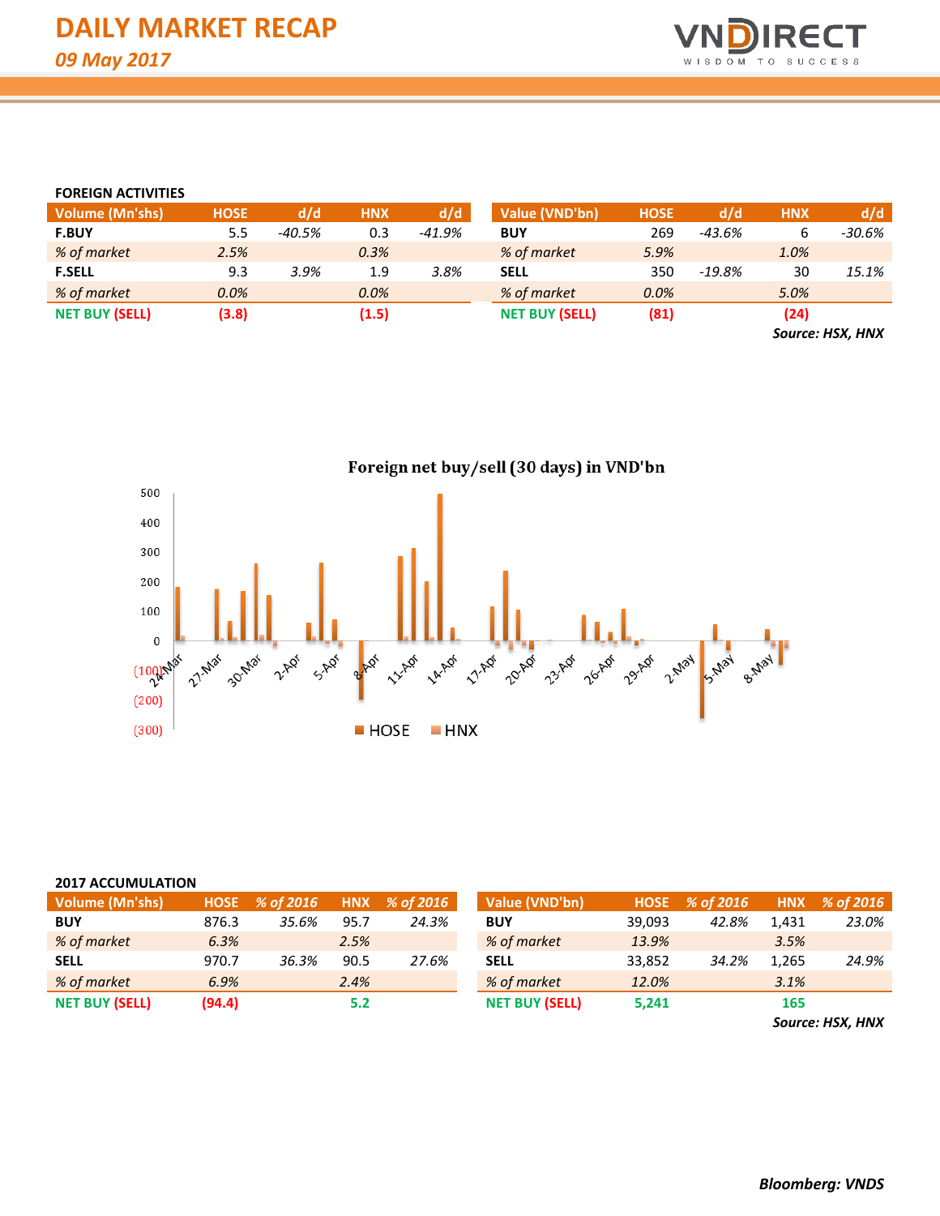# DAILY MARKET RECAP

*09 May 2017*

### FOREIGN ACTIVITIES

| Volume (Mn'shs) | HOSE | d/d | HNX | d/d |
|---|---|---|---|---|
| **F.BUY** | 5.5 | *-40.5%* | 0.3 | *-41.9%* |
| *% of market* | *2.5%* | | *0.3%* | |
| **F.SELL** | 9.3 | *3.9%* | 1.9 | *3.8%* |
| *% of market* | *0.0%* | | *0.0%* | |
| **NET BUY (SELL)** | **(3.8)** | | **(1.5)** | |

| Value (VND'bn) | HOSE | d/d | HNX | d/d |
|---|---|---|---|---|
| **BUY** | 269 | *-43.6%* | 6 | *-30.6%* |
| *% of market* | *5.9%* | | *1.0%* | |
| **SELL** | 350 | *-19.8%* | 30 | *15.1%* |
| *% of market* | *0.0%* | | *5.0%* | |
| **NET BUY (SELL)** | **(81)** | | **(24)** | |

***Source: HSX, HNX***

**Foreign net buy/sell (30 days) in VND'bn**

### 2017 ACCUMULATION

| Volume (Mn'shs) | HOSE | % of 2016 | HNX | % of 2016 |
|---|---|---|---|---|
| **BUY** | 876.3 | *35.6%* | 95.7 | *24.3%* |
| *% of market* | *6.3%* | | *2.5%* | |
| **SELL** | 970.7 | *36.3%* | 90.5 | *27.6%* |
| *% of market* | *6.9%* | | *2.4%* | |
| **NET BUY (SELL)** | **(94.4)** | | **5.2** | |

| Value (VND'bn) | HOSE | % of 2016 | HNX | % of 2016 |
|---|---|---|---|---|
| **BUY** | 39,093 | *42.8%* | 1,431 | *23.0%* |
| *% of market* | *13.9%* | | *3.5%* | |
| **SELL** | 33,852 | *34.2%* | 1,265 | *24.9%* |
| *% of market* | *12.0%* | | *3.1%* | |
| **NET BUY (SELL)** | **5,241** | | **165** | |

***Source: HSX, HNX***

***Bloomberg: VNDS***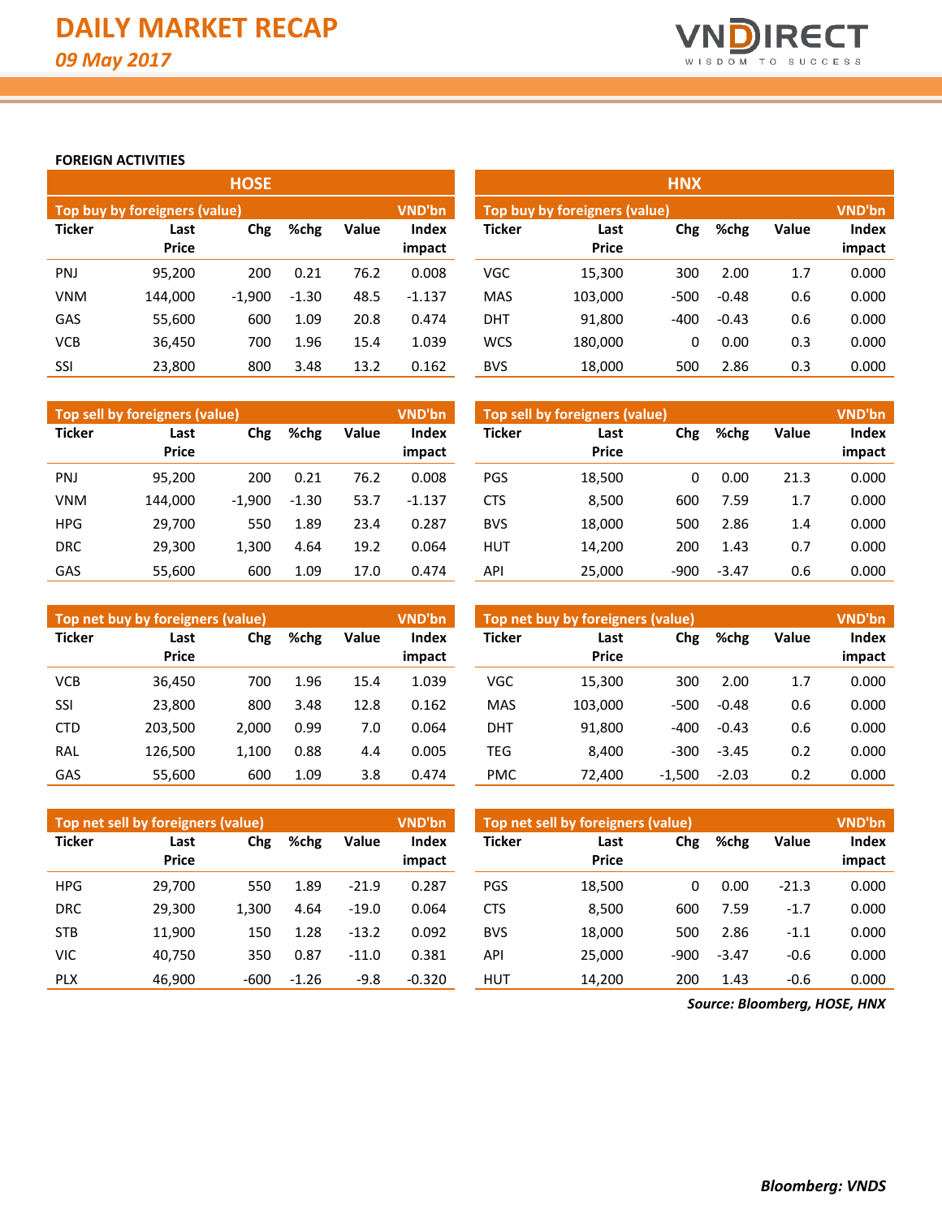# DAILY MARKET RECAP

*09 May 2017*

**FOREIGN ACTIVITIES**

## HOSE

| Top buy by foreigners (value) | | | | | VND'bn |
|---|---|---|---|---|---|
| Ticker | Last Price | Chg | %chg | Value | Index impact |
| PNJ | 95,200 | 200 | 0.21 | 76.2 | 0.008 |
| VNM | 144,000 | -1,900 | -1.30 | 48.5 | -1.137 |
| GAS | 55,600 | 600 | 1.09 | 20.8 | 0.474 |
| VCB | 36,450 | 700 | 1.96 | 15.4 | 1.039 |
| SSI | 23,800 | 800 | 3.48 | 13.2 | 0.162 |

| Top sell by foreigners (value) | | | | | VND'bn |
|---|---|---|---|---|---|
| Ticker | Last Price | Chg | %chg | Value | Index impact |
| PNJ | 95,200 | 200 | 0.21 | 76.2 | 0.008 |
| VNM | 144,000 | -1,900 | -1.30 | 53.7 | -1.137 |
| HPG | 29,700 | 550 | 1.89 | 23.4 | 0.287 |
| DRC | 29,300 | 1,300 | 4.64 | 19.2 | 0.064 |
| GAS | 55,600 | 600 | 1.09 | 17.0 | 0.474 |

| Top net buy by foreigners (value) | | | | | VND'bn |
|---|---|---|---|---|---|
| Ticker | Last Price | Chg | %chg | Value | Index impact |
| VCB | 36,450 | 700 | 1.96 | 15.4 | 1.039 |
| SSI | 23,800 | 800 | 3.48 | 12.8 | 0.162 |
| CTD | 203,500 | 2,000 | 0.99 | 7.0 | 0.064 |
| RAL | 126,500 | 1,100 | 0.88 | 4.4 | 0.005 |
| GAS | 55,600 | 600 | 1.09 | 3.8 | 0.474 |

| Top net sell by foreigners (value) | | | | | VND'bn |
|---|---|---|---|---|---|
| Ticker | Last Price | Chg | %chg | Value | Index impact |
| HPG | 29,700 | 550 | 1.89 | -21.9 | 0.287 |
| DRC | 29,300 | 1,300 | 4.64 | -19.0 | 0.064 |
| STB | 11,900 | 150 | 1.28 | -13.2 | 0.092 |
| VIC | 40,750 | 350 | 0.87 | -11.0 | 0.381 |
| PLX | 46,900 | -600 | -1.26 | -9.8 | -0.320 |

## HNX

| Top buy by foreigners (value) | | | | | VND'bn |
|---|---|---|---|---|---|
| Ticker | Last Price | Chg | %chg | Value | Index impact |
| VGC | 15,300 | 300 | 2.00 | 1.7 | 0.000 |
| MAS | 103,000 | -500 | -0.48 | 0.6 | 0.000 |
| DHT | 91,800 | -400 | -0.43 | 0.6 | 0.000 |
| WCS | 180,000 | 0 | 0.00 | 0.3 | 0.000 |
| BVS | 18,000 | 500 | 2.86 | 0.3 | 0.000 |

| Top sell by foreigners (value) | | | | | VND'bn |
|---|---|---|---|---|---|
| Ticker | Last Price | Chg | %chg | Value | Index impact |
| PGS | 18,500 | 0 | 0.00 | 21.3 | 0.000 |
| CTS | 8,500 | 600 | 7.59 | 1.7 | 0.000 |
| BVS | 18,000 | 500 | 2.86 | 1.4 | 0.000 |
| HUT | 14,200 | 200 | 1.43 | 0.7 | 0.000 |
| API | 25,000 | -900 | -3.47 | 0.6 | 0.000 |

| Top net buy by foreigners (value) | | | | | VND'bn |
|---|---|---|---|---|---|
| Ticker | Last Price | Chg | %chg | Value | Index impact |
| VGC | 15,300 | 300 | 2.00 | 1.7 | 0.000 |
| MAS | 103,000 | -500 | -0.48 | 0.6 | 0.000 |
| DHT | 91,800 | -400 | -0.43 | 0.6 | 0.000 |
| TEG | 8,400 | -300 | -3.45 | 0.2 | 0.000 |
| PMC | 72,400 | -1,500 | -2.03 | 0.2 | 0.000 |

| Top net sell by foreigners (value) | | | | | VND'bn |
|---|---|---|---|---|---|
| Ticker | Last Price | Chg | %chg | Value | Index impact |
| PGS | 18,500 | 0 | 0.00 | -21.3 | 0.000 |
| CTS | 8,500 | 600 | 7.59 | -1.7 | 0.000 |
| BVS | 18,000 | 500 | 2.86 | -1.1 | 0.000 |
| API | 25,000 | -900 | -3.47 | -0.6 | 0.000 |
| HUT | 14,200 | 200 | 1.43 | -0.6 | 0.000 |

***Source: Bloomberg, HOSE, HNX***

***Bloomberg: VNDS***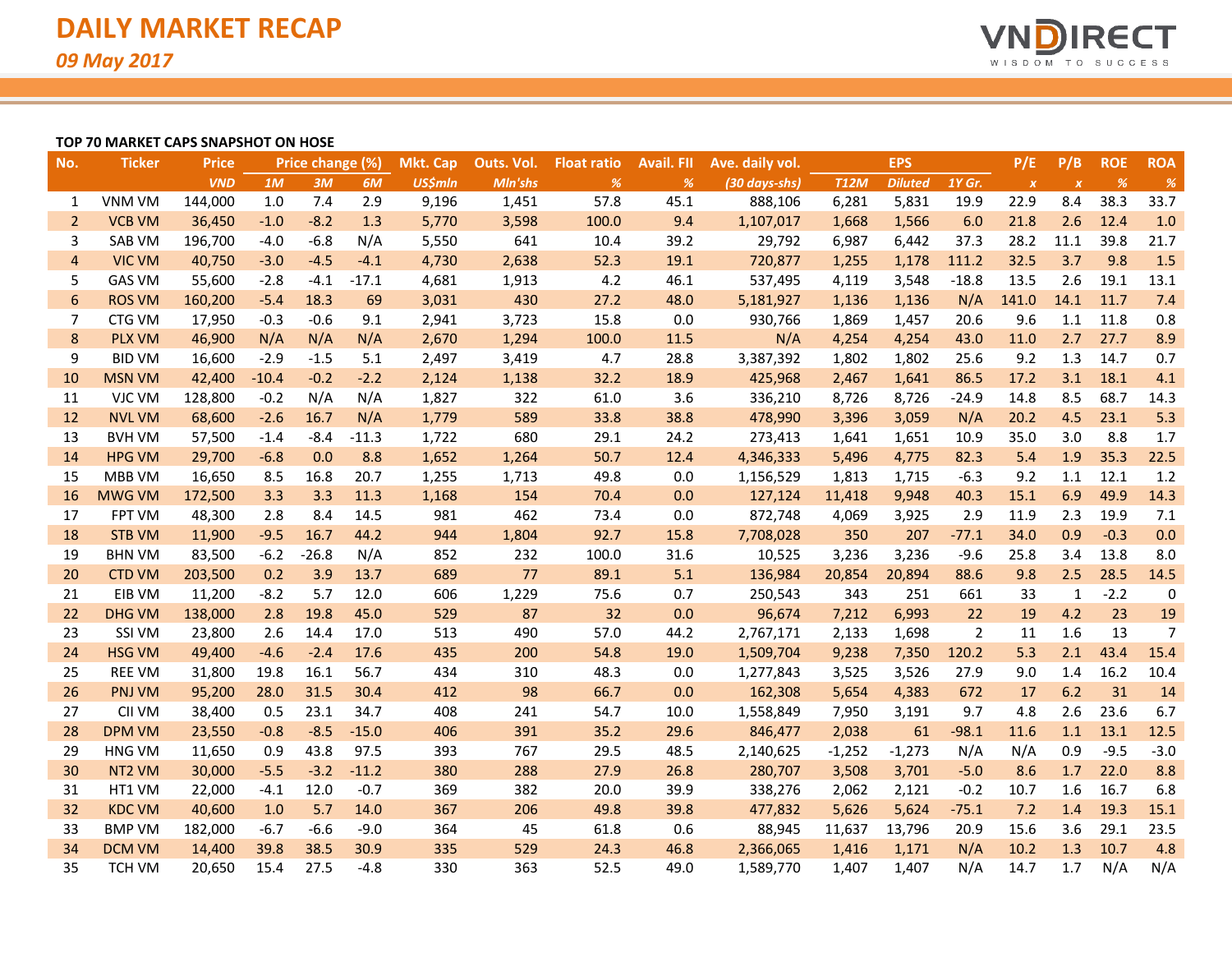# DAILY MARKET RECAP

*09 May 2017*

**TOP 70 MARKET CAPS SNAPSHOT ON HOSE**

| No. | Ticker | Price | Price change (%) | | | Mkt. Cap | Outs. Vol. | Float ratio | Avail. FII | Ave. daily vol. | EPS | | | P/E | P/B | ROE | ROA |
|---|---|---|---|---|---|---|---|---|---|---|---|---|---|---|---|---|---|
| | | VND | 1M | 3M | 6M | US$mln | Mln'shs | % | % | (30 days-shs) | T12M | Diluted | 1Y Gr. | x | x | % | % |
| 1 | VNM VM | 144,000 | 1.0 | 7.4 | 2.9 | 9,196 | 1,451 | 57.8 | 45.1 | 888,106 | 6,281 | 5,831 | 19.9 | 22.9 | 8.4 | 38.3 | 33.7 |
| 2 | VCB VM | 36,450 | -1.0 | -8.2 | 1.3 | 5,770 | 3,598 | 100.0 | 9.4 | 1,107,017 | 1,668 | 1,566 | 6.0 | 21.8 | 2.6 | 12.4 | 1.0 |
| 3 | SAB VM | 196,700 | -4.0 | -6.8 | N/A | 5,550 | 641 | 10.4 | 39.2 | 29,792 | 6,987 | 6,442 | 37.3 | 28.2 | 11.1 | 39.8 | 21.7 |
| 4 | VIC VM | 40,750 | -3.0 | -4.5 | -4.1 | 4,730 | 2,638 | 52.3 | 19.1 | 720,877 | 1,255 | 1,178 | 111.2 | 32.5 | 3.7 | 9.8 | 1.5 |
| 5 | GAS VM | 55,600 | -2.8 | -4.1 | -17.1 | 4,681 | 1,913 | 4.2 | 46.1 | 537,495 | 4,119 | 3,548 | -18.8 | 13.5 | 2.6 | 19.1 | 13.1 |
| 6 | ROS VM | 160,200 | -5.4 | 18.3 | 69 | 3,031 | 430 | 27.2 | 48.0 | 5,181,927 | 1,136 | 1,136 | N/A | 141.0 | 14.1 | 11.7 | 7.4 |
| 7 | CTG VM | 17,950 | -0.3 | -0.6 | 9.1 | 2,941 | 3,723 | 15.8 | 0.0 | 930,766 | 1,869 | 1,457 | 20.6 | 9.6 | 1.1 | 11.8 | 0.8 |
| 8 | PLX VM | 46,900 | N/A | N/A | N/A | 2,670 | 1,294 | 100.0 | 11.5 | N/A | 4,254 | 4,254 | 43.0 | 11.0 | 2.7 | 27.7 | 8.9 |
| 9 | BID VM | 16,600 | -2.9 | -1.5 | 5.1 | 2,497 | 3,419 | 4.7 | 28.8 | 3,387,392 | 1,802 | 1,802 | 25.6 | 9.2 | 1.3 | 14.7 | 0.7 |
| 10 | MSN VM | 42,400 | -10.4 | -0.2 | -2.2 | 2,124 | 1,138 | 32.2 | 18.9 | 425,968 | 2,467 | 1,641 | 86.5 | 17.2 | 3.1 | 18.1 | 4.1 |
| 11 | VJC VM | 128,800 | -0.2 | N/A | N/A | 1,827 | 322 | 61.0 | 3.6 | 336,210 | 8,726 | 8,726 | -24.9 | 14.8 | 8.5 | 68.7 | 14.3 |
| 12 | NVL VM | 68,600 | -2.6 | 16.7 | N/A | 1,779 | 589 | 33.8 | 38.8 | 478,990 | 3,396 | 3,059 | N/A | 20.2 | 4.5 | 23.1 | 5.3 |
| 13 | BVH VM | 57,500 | -1.4 | -8.4 | -11.3 | 1,722 | 680 | 29.1 | 24.2 | 273,413 | 1,641 | 1,651 | 10.9 | 35.0 | 3.0 | 8.8 | 1.7 |
| 14 | HPG VM | 29,700 | -6.8 | 0.0 | 8.8 | 1,652 | 1,264 | 50.7 | 12.4 | 4,346,333 | 5,496 | 4,775 | 82.3 | 5.4 | 1.9 | 35.3 | 22.5 |
| 15 | MBB VM | 16,650 | 8.5 | 16.8 | 20.7 | 1,255 | 1,713 | 49.8 | 0.0 | 1,156,529 | 1,813 | 1,715 | -6.3 | 9.2 | 1.1 | 12.1 | 1.2 |
| 16 | MWG VM | 172,500 | 3.3 | 3.3 | 11.3 | 1,168 | 154 | 70.4 | 0.0 | 127,124 | 11,418 | 9,948 | 40.3 | 15.1 | 6.9 | 49.9 | 14.3 |
| 17 | FPT VM | 48,300 | 2.8 | 8.4 | 14.5 | 981 | 462 | 73.4 | 0.0 | 872,748 | 4,069 | 3,925 | 2.9 | 11.9 | 2.3 | 19.9 | 7.1 |
| 18 | STB VM | 11,900 | -9.5 | 16.7 | 44.2 | 944 | 1,804 | 92.7 | 15.8 | 7,708,028 | 350 | 207 | -77.1 | 34.0 | 0.9 | -0.3 | 0.0 |
| 19 | BHN VM | 83,500 | -6.2 | -26.8 | N/A | 852 | 232 | 100.0 | 31.6 | 10,525 | 3,236 | 3,236 | -9.6 | 25.8 | 3.4 | 13.8 | 8.0 |
| 20 | CTD VM | 203,500 | 0.2 | 3.9 | 13.7 | 689 | 77 | 89.1 | 5.1 | 136,984 | 20,854 | 20,894 | 88.6 | 9.8 | 2.5 | 28.5 | 14.5 |
| 21 | EIB VM | 11,200 | -8.2 | 5.7 | 12.0 | 606 | 1,229 | 75.6 | 0.7 | 250,543 | 343 | 251 | 661 | 33 | 1 | -2.2 | 0 |
| 22 | DHG VM | 138,000 | 2.8 | 19.8 | 45.0 | 529 | 87 | 32 | 0.0 | 96,674 | 7,212 | 6,993 | 22 | 19 | 4.2 | 23 | 19 |
| 23 | SSI VM | 23,800 | 2.6 | 14.4 | 17.0 | 513 | 490 | 57.0 | 44.2 | 2,767,171 | 2,133 | 1,698 | 2 | 11 | 1.6 | 13 | 7 |
| 24 | HSG VM | 49,400 | -4.6 | -2.4 | 17.6 | 435 | 200 | 54.8 | 19.0 | 1,509,704 | 9,238 | 7,350 | 120.2 | 5.3 | 2.1 | 43.4 | 15.4 |
| 25 | REE VM | 31,800 | 19.8 | 16.1 | 56.7 | 434 | 310 | 48.3 | 0.0 | 1,277,843 | 3,525 | 3,526 | 27.9 | 9.0 | 1.4 | 16.2 | 10.4 |
| 26 | PNJ VM | 95,200 | 28.0 | 31.5 | 30.4 | 412 | 98 | 66.7 | 0.0 | 162,308 | 5,654 | 4,383 | 672 | 17 | 6.2 | 31 | 14 |
| 27 | CII VM | 38,400 | 0.5 | 23.1 | 34.7 | 408 | 241 | 54.7 | 10.0 | 1,558,849 | 7,950 | 3,191 | 9.7 | 4.8 | 2.6 | 23.6 | 6.7 |
| 28 | DPM VM | 23,550 | -0.8 | -8.5 | -15.0 | 406 | 391 | 35.2 | 29.6 | 846,477 | 2,038 | 61 | -98.1 | 11.6 | 1.1 | 13.1 | 12.5 |
| 29 | HNG VM | 11,650 | 0.9 | 43.8 | 97.5 | 393 | 767 | 29.5 | 48.5 | 2,140,625 | -1,252 | -1,273 | N/A | N/A | 0.9 | -9.5 | -3.0 |
| 30 | NT2 VM | 30,000 | -5.5 | -3.2 | -11.2 | 380 | 288 | 27.9 | 26.8 | 280,707 | 3,508 | 3,701 | -5.0 | 8.6 | 1.7 | 22.0 | 8.8 |
| 31 | HT1 VM | 22,000 | -4.1 | 12.0 | -0.7 | 369 | 382 | 20.0 | 39.9 | 338,276 | 2,062 | 2,121 | -0.2 | 10.7 | 1.6 | 16.7 | 6.8 |
| 32 | KDC VM | 40,600 | 1.0 | 5.7 | 14.0 | 367 | 206 | 49.8 | 39.8 | 477,832 | 5,626 | 5,624 | -75.1 | 7.2 | 1.4 | 19.3 | 15.1 |
| 33 | BMP VM | 182,000 | -6.7 | -6.6 | -9.0 | 364 | 45 | 61.8 | 0.6 | 88,945 | 11,637 | 13,796 | 20.9 | 15.6 | 3.6 | 29.1 | 23.5 |
| 34 | DCM VM | 14,400 | 39.8 | 38.5 | 30.9 | 335 | 529 | 24.3 | 46.8 | 2,366,065 | 1,416 | 1,171 | N/A | 10.2 | 1.3 | 10.7 | 4.8 |
| 35 | TCH VM | 20,650 | 15.4 | 27.5 | -4.8 | 330 | 363 | 52.5 | 49.0 | 1,589,770 | 1,407 | 1,407 | N/A | 14.7 | 1.7 | N/A | N/A |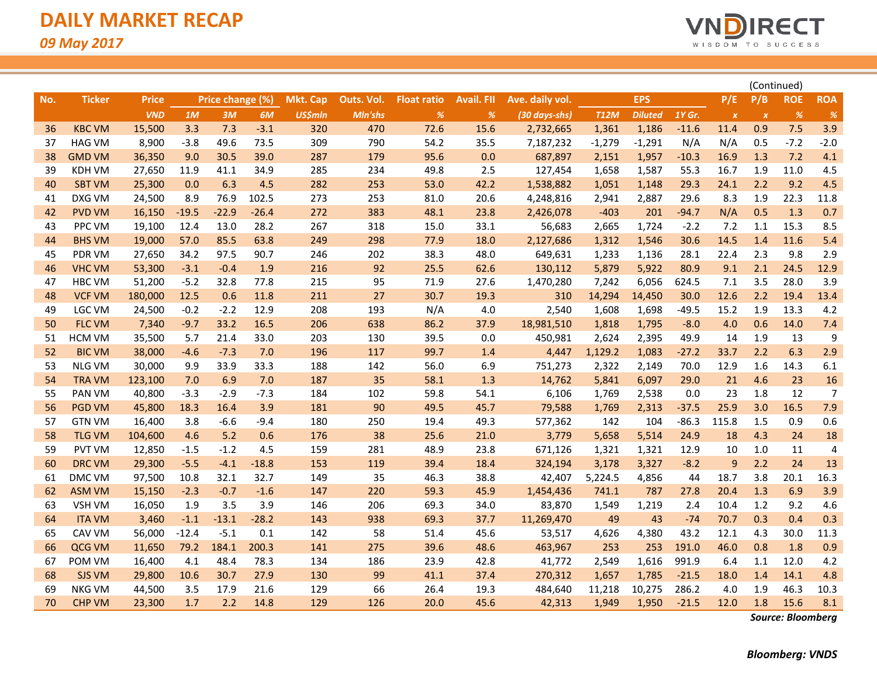# DAILY MARKET RECAP

*09 May 2017*

(Continued)

| No. | Ticker | Price | Price change (%) | | | Mkt. Cap | Outs. Vol. | Float ratio | Avail. FII | Ave. daily vol. | EPS | | | P/E | P/B | ROE | ROA |
|---|---|---|---|---|---|---|---|---|---|---|---|---|---|---|---|---|---|
| | | *VND* | *1M* | *3M* | *6M* | *US$mln* | *Mln'shs* | *%* | *%* | *(30 days-shs)* | *T12M* | *Diluted* | *1Y Gr.* | *x* | *x* | *%* | *%* |
| 36 | KBC VM | 15,500 | 3.3 | 7.3 | -3.1 | 320 | 470 | 72.6 | 15.6 | 2,732,665 | 1,361 | 1,186 | -11.6 | 11.4 | 0.9 | 7.5 | 3.9 |
| 37 | HAG VM | 8,900 | -3.8 | 49.6 | 73.5 | 309 | 790 | 54.2 | 35.5 | 7,187,232 | -1,279 | -1,291 | N/A | N/A | 0.5 | -7.2 | -2.0 |
| 38 | GMD VM | 36,350 | 9.0 | 30.5 | 39.0 | 287 | 179 | 95.6 | 0.0 | 687,897 | 2,151 | 1,957 | -10.3 | 16.9 | 1.3 | 7.2 | 4.1 |
| 39 | KDH VM | 27,650 | 11.9 | 41.1 | 34.9 | 285 | 234 | 49.8 | 2.5 | 127,454 | 1,658 | 1,587 | 55.3 | 16.7 | 1.9 | 11.0 | 4.5 |
| 40 | SBT VM | 25,300 | 0.0 | 6.3 | 4.5 | 282 | 253 | 53.0 | 42.2 | 1,538,882 | 1,051 | 1,148 | 29.3 | 24.1 | 2.2 | 9.2 | 4.5 |
| 41 | DXG VM | 24,500 | 8.9 | 76.9 | 102.5 | 273 | 253 | 81.0 | 20.6 | 4,248,816 | 2,941 | 2,887 | 29.6 | 8.3 | 1.9 | 22.3 | 11.8 |
| 42 | PVD VM | 16,150 | -19.5 | -22.9 | -26.4 | 272 | 383 | 48.1 | 23.8 | 2,426,078 | -403 | 201 | -94.7 | N/A | 0.5 | 1.3 | 0.7 |
| 43 | PPC VM | 19,100 | 12.4 | 13.0 | 28.2 | 267 | 318 | 15.0 | 33.1 | 56,683 | 2,665 | 1,724 | -2.2 | 7.2 | 1.1 | 15.3 | 8.5 |
| 44 | BHS VM | 19,000 | 57.0 | 85.5 | 63.8 | 249 | 298 | 77.9 | 18.0 | 2,127,686 | 1,312 | 1,546 | 30.6 | 14.5 | 1.4 | 11.6 | 5.4 |
| 45 | PDR VM | 27,650 | 34.2 | 97.5 | 90.7 | 246 | 202 | 38.3 | 48.0 | 649,631 | 1,233 | 1,136 | 28.1 | 22.4 | 2.3 | 9.8 | 2.9 |
| 46 | VHC VM | 53,300 | -3.1 | -0.4 | 1.9 | 216 | 92 | 25.5 | 62.6 | 130,112 | 5,879 | 5,922 | 80.9 | 9.1 | 2.1 | 24.5 | 12.9 |
| 47 | HBC VM | 51,200 | -5.2 | 32.8 | 77.8 | 215 | 95 | 71.9 | 27.6 | 1,470,280 | 7,242 | 6,056 | 624.5 | 7.1 | 3.5 | 28.0 | 3.9 |
| 48 | VCF VM | 180,000 | 12.5 | 0.6 | 11.8 | 211 | 27 | 30.7 | 19.3 | 310 | 14,294 | 14,450 | 30.0 | 12.6 | 2.2 | 19.4 | 13.4 |
| 49 | LGC VM | 24,500 | -0.2 | -2.2 | 12.9 | 208 | 193 | N/A | 4.0 | 2,540 | 1,608 | 1,698 | -49.5 | 15.2 | 1.9 | 13.3 | 4.2 |
| 50 | FLC VM | 7,340 | -9.7 | 33.2 | 16.5 | 206 | 638 | 86.2 | 37.9 | 18,981,510 | 1,818 | 1,795 | -8.0 | 4.0 | 0.6 | 14.0 | 7.4 |
| 51 | HCM VM | 35,500 | 5.7 | 21.4 | 33.0 | 203 | 130 | 39.5 | 0.0 | 450,981 | 2,624 | 2,395 | 49.9 | 14 | 1.9 | 13 | 9 |
| 52 | BIC VM | 38,000 | -4.6 | -7.3 | 7.0 | 196 | 117 | 99.7 | 1.4 | 4,447 | 1,129.2 | 1,083 | -27.2 | 33.7 | 2.2 | 6.3 | 2.9 |
| 53 | NLG VM | 30,000 | 9.9 | 33.9 | 33.3 | 188 | 142 | 56.0 | 6.9 | 751,273 | 2,322 | 2,149 | 70.0 | 12.9 | 1.6 | 14.3 | 6.1 |
| 54 | TRA VM | 123,100 | 7.0 | 6.9 | 7.0 | 187 | 35 | 58.1 | 1.3 | 14,762 | 5,841 | 6,097 | 29.0 | 21 | 4.6 | 23 | 16 |
| 55 | PAN VM | 40,800 | -3.3 | -2.9 | -7.3 | 184 | 102 | 59.8 | 54.1 | 6,106 | 1,769 | 2,538 | 0.0 | 23 | 1.8 | 12 | 7 |
| 56 | PGD VM | 45,800 | 18.3 | 16.4 | 3.9 | 181 | 90 | 49.5 | 45.7 | 79,588 | 1,769 | 2,313 | -37.5 | 25.9 | 3.0 | 16.5 | 7.9 |
| 57 | GTN VM | 16,400 | 3.8 | -6.6 | -9.4 | 180 | 250 | 19.4 | 49.3 | 577,362 | 142 | 104 | -86.3 | 115.8 | 1.5 | 0.9 | 0.6 |
| 58 | TLG VM | 104,600 | 4.6 | 5.2 | 0.6 | 176 | 38 | 25.6 | 21.0 | 3,779 | 5,658 | 5,514 | 24.9 | 18 | 4.3 | 24 | 18 |
| 59 | PVT VM | 12,850 | -1.5 | -1.2 | 4.5 | 159 | 281 | 48.9 | 23.8 | 671,126 | 1,321 | 1,321 | 12.9 | 10 | 1.0 | 11 | 4 |
| 60 | DRC VM | 29,300 | -5.5 | -4.1 | -18.8 | 153 | 119 | 39.4 | 18.4 | 324,194 | 3,178 | 3,327 | -8.2 | 9 | 2.2 | 24 | 13 |
| 61 | DMC VM | 97,500 | 10.8 | 32.1 | 32.7 | 149 | 35 | 46.3 | 38.8 | 42,407 | 5,224.5 | 4,856 | 44 | 18.7 | 3.8 | 20.1 | 16.3 |
| 62 | ASM VM | 15,150 | -2.3 | -0.7 | -1.6 | 147 | 220 | 59.3 | 45.9 | 1,454,436 | 741.1 | 787 | 27.8 | 20.4 | 1.3 | 6.9 | 3.9 |
| 63 | VSH VM | 16,050 | 1.9 | 3.5 | 3.9 | 146 | 206 | 69.3 | 34.0 | 83,870 | 1,549 | 1,219 | 2.4 | 10.4 | 1.2 | 9.2 | 4.6 |
| 64 | ITA VM | 3,460 | -1.1 | -13.1 | -28.2 | 143 | 938 | 69.3 | 37.7 | 11,269,470 | 49 | 43 | -74 | 70.7 | 0.3 | 0.4 | 0.3 |
| 65 | CAV VM | 56,000 | -12.4 | -5.1 | 0.1 | 142 | 58 | 51.4 | 45.6 | 53,517 | 4,626 | 4,380 | 43.2 | 12.1 | 4.3 | 30.0 | 11.3 |
| 66 | QCG VM | 11,650 | 79.2 | 184.1 | 200.3 | 141 | 275 | 39.6 | 48.6 | 463,967 | 253 | 253 | 191.0 | 46.0 | 0.8 | 1.8 | 0.9 |
| 67 | POM VM | 16,400 | 4.1 | 48.4 | 78.3 | 134 | 186 | 23.9 | 42.8 | 41,772 | 2,549 | 1,616 | 991.9 | 6.4 | 1.1 | 12.0 | 4.2 |
| 68 | SJS VM | 29,800 | 10.6 | 30.7 | 27.9 | 130 | 99 | 41.1 | 37.4 | 270,312 | 1,657 | 1,785 | -21.5 | 18.0 | 1.4 | 14.1 | 4.8 |
| 69 | NKG VM | 44,500 | 3.5 | 17.9 | 21.6 | 129 | 66 | 26.4 | 19.3 | 484,640 | 11,218 | 10,275 | 286.2 | 4.0 | 1.9 | 46.3 | 10.3 |
| 70 | CHP VM | 23,300 | 1.7 | 2.2 | 14.8 | 129 | 126 | 20.0 | 45.6 | 42,313 | 1,949 | 1,950 | -21.5 | 12.0 | 1.8 | 15.6 | 8.1 |

***Source: Bloomberg***

***Bloomberg: VNDS***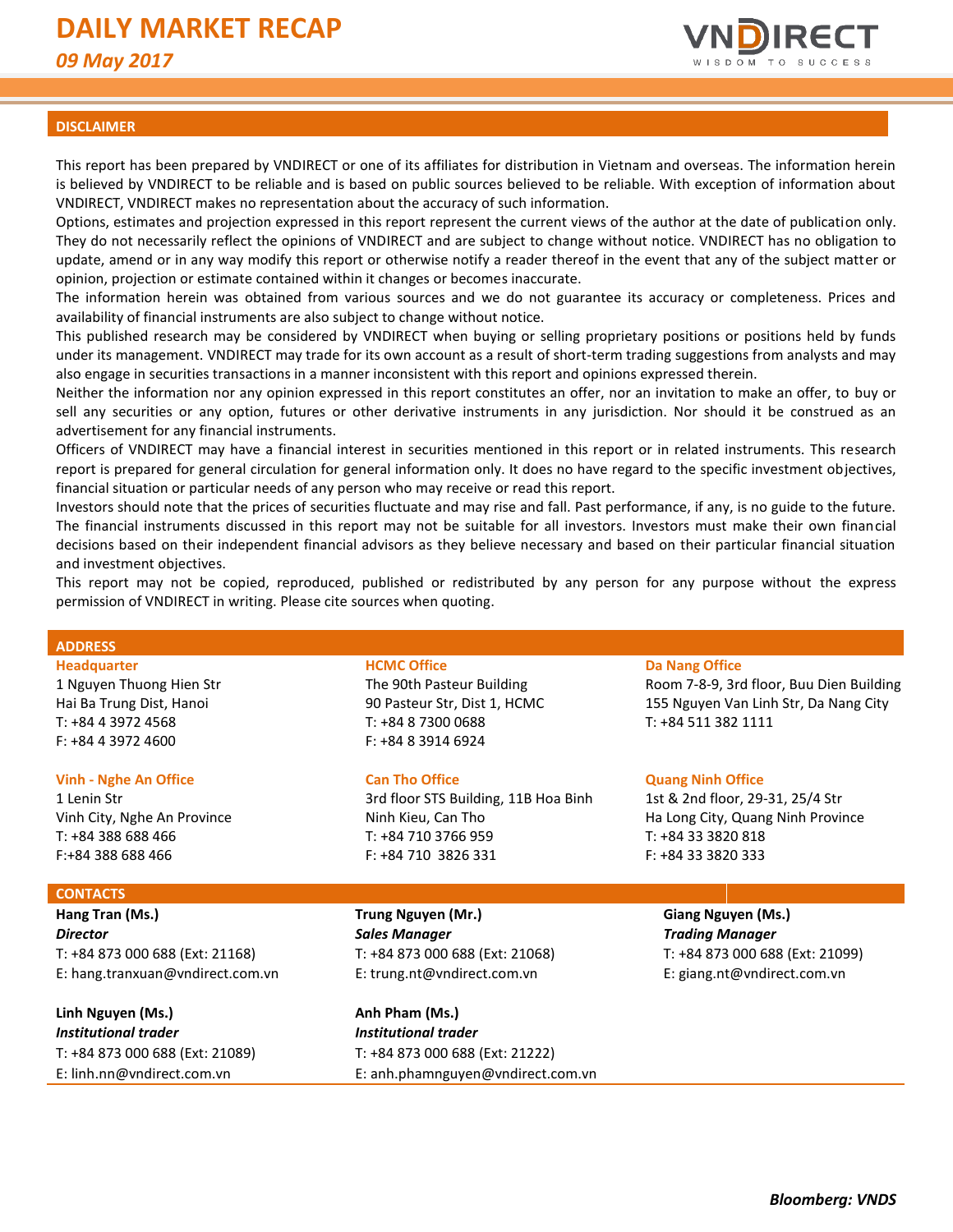# DAILY MARKET RECAP

*09 May 2017*

## DISCLAIMER

This report has been prepared by VNDIRECT or one of its affiliates for distribution in Vietnam and overseas. The information herein is believed by VNDIRECT to be reliable and is based on public sources believed to be reliable. With exception of information about VNDIRECT, VNDIRECT makes no representation about the accuracy of such information.

Options, estimates and projection expressed in this report represent the current views of the author at the date of publication only. They do not necessarily reflect the opinions of VNDIRECT and are subject to change without notice. VNDIRECT has no obligation to update, amend or in any way modify this report or otherwise notify a reader thereof in the event that any of the subject matter or opinion, projection or estimate contained within it changes or becomes inaccurate.

The information herein was obtained from various sources and we do not guarantee its accuracy or completeness. Prices and availability of financial instruments are also subject to change without notice.

This published research may be considered by VNDIRECT when buying or selling proprietary positions or positions held by funds under its management. VNDIRECT may trade for its own account as a result of short-term trading suggestions from analysts and may also engage in securities transactions in a manner inconsistent with this report and opinions expressed therein.

Neither the information nor any opinion expressed in this report constitutes an offer, nor an invitation to make an offer, to buy or sell any securities or any option, futures or other derivative instruments in any jurisdiction. Nor should it be construed as an advertisement for any financial instruments.

Officers of VNDIRECT may have a financial interest in securities mentioned in this report or in related instruments. This research report is prepared for general circulation for general information only. It does no have regard to the specific investment objectives, financial situation or particular needs of any person who may receive or read this report.

Investors should note that the prices of securities fluctuate and may rise and fall. Past performance, if any, is no guide to the future. The financial instruments discussed in this report may not be suitable for all investors. Investors must make their own financial decisions based on their independent financial advisors as they believe necessary and based on their particular financial situation and investment objectives.

This report may not be copied, reproduced, published or redistributed by any person for any purpose without the express permission of VNDIRECT in writing. Please cite sources when quoting.

## ADDRESS

**Headquarter**
1 Nguyen Thuong Hien Str
Hai Ba Trung Dist, Hanoi
T: +84 4 3972 4568
F: +84 4 3972 4600

**HCMC Office**
The 90th Pasteur Building
90 Pasteur Str, Dist 1, HCMC
T: +84 8 7300 0688
F: +84 8 3914 6924

**Da Nang Office**
Room 7-8-9, 3rd floor, Buu Dien Building
155 Nguyen Van Linh Str, Da Nang City
T: +84 511 382 1111

**Vinh - Nghe An Office**
1 Lenin Str
Vinh City, Nghe An Province
T: +84 388 688 466
F:+84 388 688 466

**Can Tho Office**
3rd floor STS Building, 11B Hoa Binh
Ninh Kieu, Can Tho
T: +84 710 3766 959
F: +84 710 3826 331

**Quang Ninh Office**
1st & 2nd floor, 29-31, 25/4 Str
Ha Long City, Quang Ninh Province
T: +84 33 3820 818
F: +84 33 3820 333

## CONTACTS

**Hang Tran (Ms.)**
***Director***
T: +84 873 000 688 (Ext: 21168)
E: hang.tranxuan@vndirect.com.vn

**Trung Nguyen (Mr.)**
***Sales Manager***
T: +84 873 000 688 (Ext: 21068)
E: trung.nt@vndirect.com.vn

**Giang Nguyen (Ms.)**
***Trading Manager***
T: +84 873 000 688 (Ext: 21099)
E: giang.nt@vndirect.com.vn

**Linh Nguyen (Ms.)**
***Institutional trader***
T: +84 873 000 688 (Ext: 21089)
E: linh.nn@vndirect.com.vn

**Anh Pham (Ms.)**
***Institutional trader***
T: +84 873 000 688 (Ext: 21222)
E: anh.phamnguyen@vndirect.com.vn

***Bloomberg: VNDS***